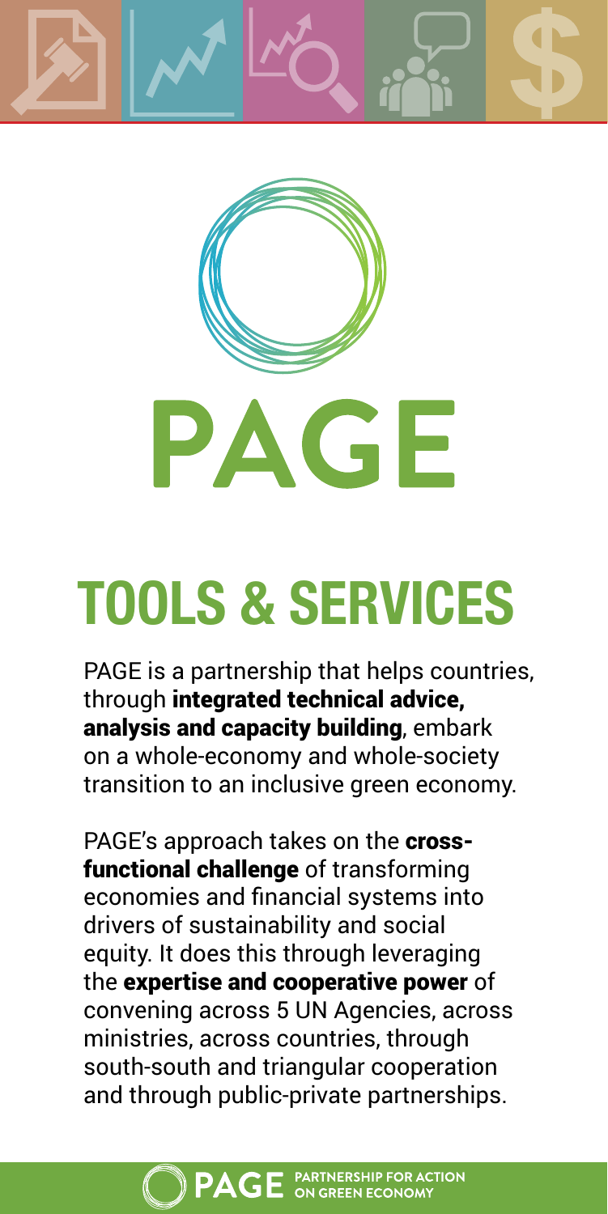# PAGE

# TOOLS & SERVICES

PAGE is a partnership that helps countries, through **integrated technical advice, analysis and capacity building**, embark on a whole-economy and whole-society transition to an inclusive green economy.

PAGE's approach takes on the **cross-functional challenge** of transforming economies and financial systems into drivers of sustainability and social equity. It does this through leveraging the **expertise and cooperative power** of convening across 5 UN Agencies, across ministries, across countries, through south-south and triangular cooperation and through public-private partnerships.

PAGE PARTNERSHIP FOR ACTION ON GREEN ECONOMY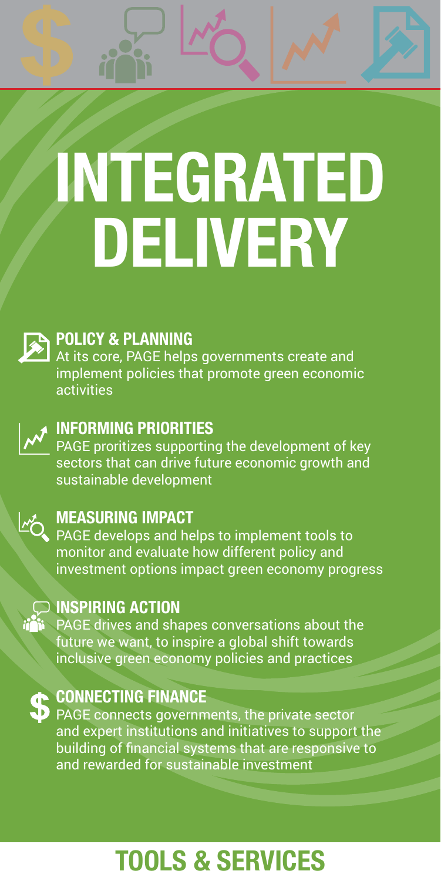# INTEGRATED DELIVERY

## POLICY & PLANNING

At its core, PAGE helps governments create and implement policies that promote green economic activities

## INFORMING PRIORITIES

PAGE proritizes supporting the development of key sectors that can drive future economic growth and sustainable development

## MEASURING IMPACT

PAGE develops and helps to implement tools to monitor and evaluate how different policy and investment options impact green economy progress

## INSPIRING ACTION

PAGE drives and shapes conversations about the future we want, to inspire a global shift towards inclusive green economy policies and practices

## CONNECTING FINANCE

PAGE connects governments, the private sector and expert institutions and initiatives to support the building of financial systems that are responsive to and rewarded for sustainable investment

# TOOLS & SERVICES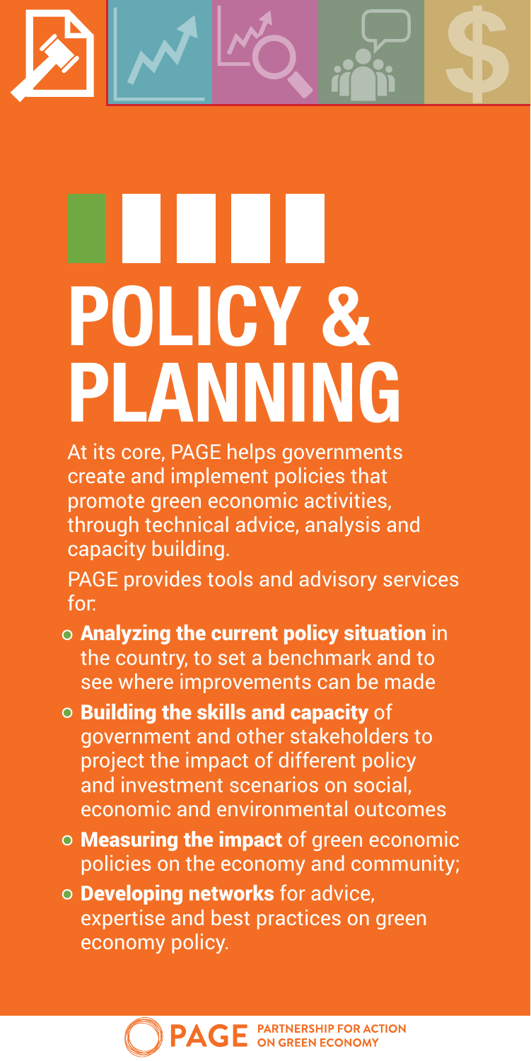# POLICY & PLANNING

At its core, PAGE helps governments create and implement policies that promote green economic activities, through technical advice, analysis and capacity building.

PAGE provides tools and advisory services for:

- **Analyzing the current policy situation** in the country, to set a benchmark and to see where improvements can be made
- **Building the skills and capacity** of government and other stakeholders to project the impact of different policy and investment scenarios on social, economic and environmental outcomes
- **Measuring the impact** of green economic policies on the economy and community;
- **Developing networks** for advice, expertise and best practices on green economy policy.

PAGE PARTNERSHIP FOR ACTION ON GREEN ECONOMY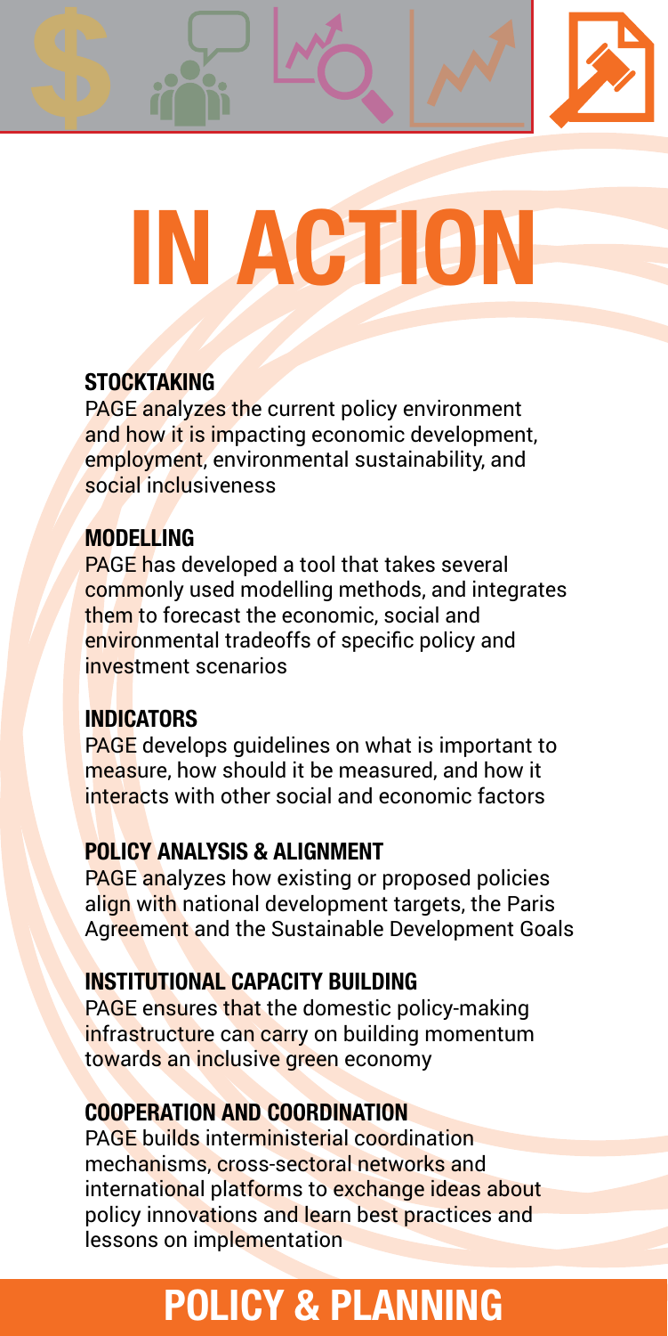# IN ACTION

### STOCKTAKING

PAGE analyzes the current policy environment and how it is impacting economic development, employment, environmental sustainability, and social inclusiveness

### MODELLING

PAGE has developed a tool that takes several commonly used modelling methods, and integrates them to forecast the economic, social and environmental tradeoffs of specific policy and investment scenarios

### INDICATORS

PAGE develops guidelines on what is important to measure, how should it be measured, and how it interacts with other social and economic factors

### POLICY ANALYSIS & ALIGNMENT

PAGE analyzes how existing or proposed policies align with national development targets, the Paris Agreement and the Sustainable Development Goals

### INSTITUTIONAL CAPACITY BUILDING

PAGE ensures that the domestic policy-making infrastructure can carry on building momentum towards an inclusive green economy

### COOPERATION AND COORDINATION

PAGE builds interministerial coordination mechanisms, cross-sectoral networks and international platforms to exchange ideas about policy innovations and learn best practices and lessons on implementation

## POLICY & PLANNING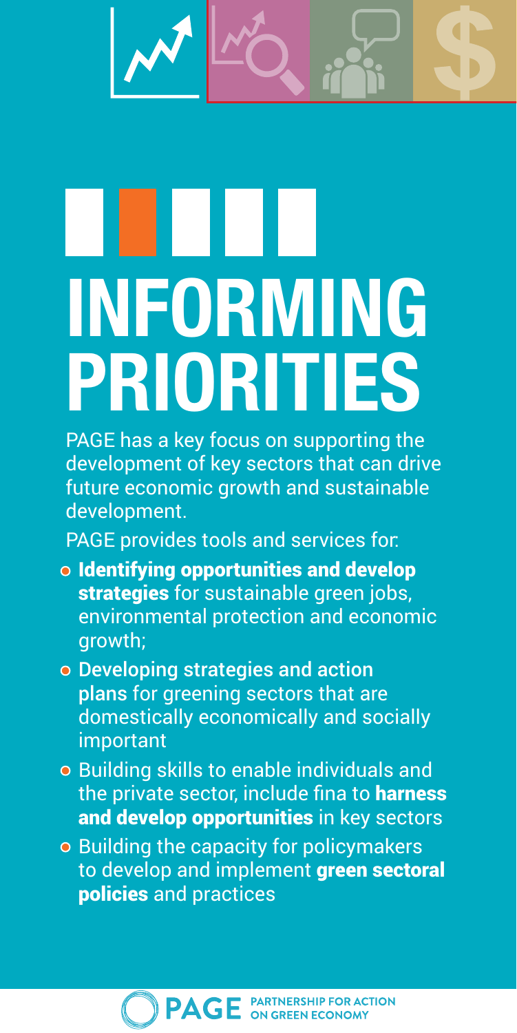# INFORMING PRIORITIES

PAGE has a key focus on supporting the development of key sectors that can drive future economic growth and sustainable development.

PAGE provides tools and services for:

- **Identifying opportunities and develop strategies** for sustainable green jobs, environmental protection and economic growth;
- **Developing strategies and action plans** for greening sectors that are domestically economically and socially important
- Building skills to enable individuals and the private sector, include fina to **harness and develop opportunities** in key sectors
- Building the capacity for policymakers to develop and implement **green sectoral policies** and practices

PAGE PARTNERSHIP FOR ACTION ON GREEN ECONOMY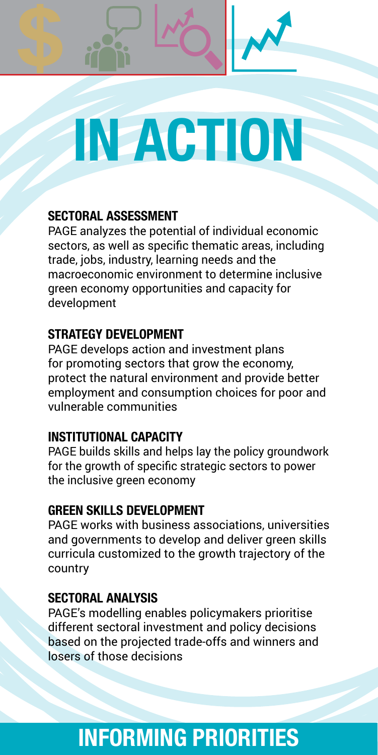# IN ACTION

### SECTORAL ASSESSMENT

PAGE analyzes the potential of individual economic sectors, as well as specific thematic areas, including trade, jobs, industry, learning needs and the macroeconomic environment to determine inclusive green economy opportunities and capacity for development

### STRATEGY DEVELOPMENT

PAGE develops action and investment plans for promoting sectors that grow the economy, protect the natural environment and provide better employment and consumption choices for poor and vulnerable communities

### INSTITUTIONAL CAPACITY

PAGE builds skills and helps lay the policy groundwork for the growth of specific strategic sectors to power the inclusive green economy

### GREEN SKILLS DEVELOPMENT

PAGE works with business associations, universities and governments to develop and deliver green skills curricula customized to the growth trajectory of the country

### SECTORAL ANALYSIS

PAGE's modelling enables policymakers prioritise different sectoral investment and policy decisions based on the projected trade-offs and winners and losers of those decisions

## INFORMING PRIORITIES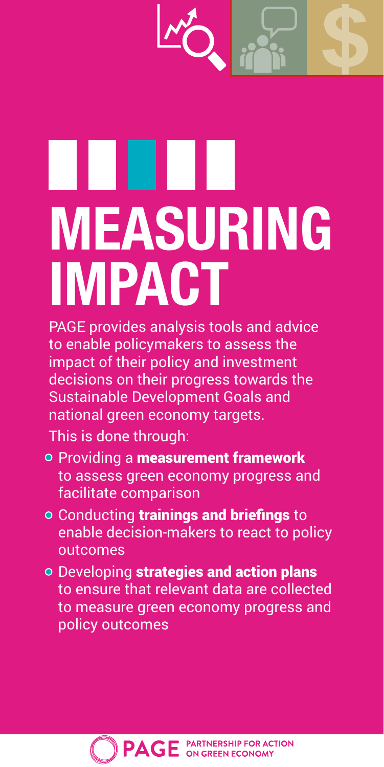# MEASURING IMPACT

PAGE provides analysis tools and advice to enable policymakers to assess the impact of their policy and investment decisions on their progress towards the Sustainable Development Goals and national green economy targets.

This is done through:

- Providing a **measurement framework** to assess green economy progress and facilitate comparison
- Conducting **trainings and briefings** to enable decision-makers to react to policy outcomes
- Developing **strategies and action plans** to ensure that relevant data are collected to measure green economy progress and policy outcomes

PAGE PARTNERSHIP FOR ACTION ON GREEN ECONOMY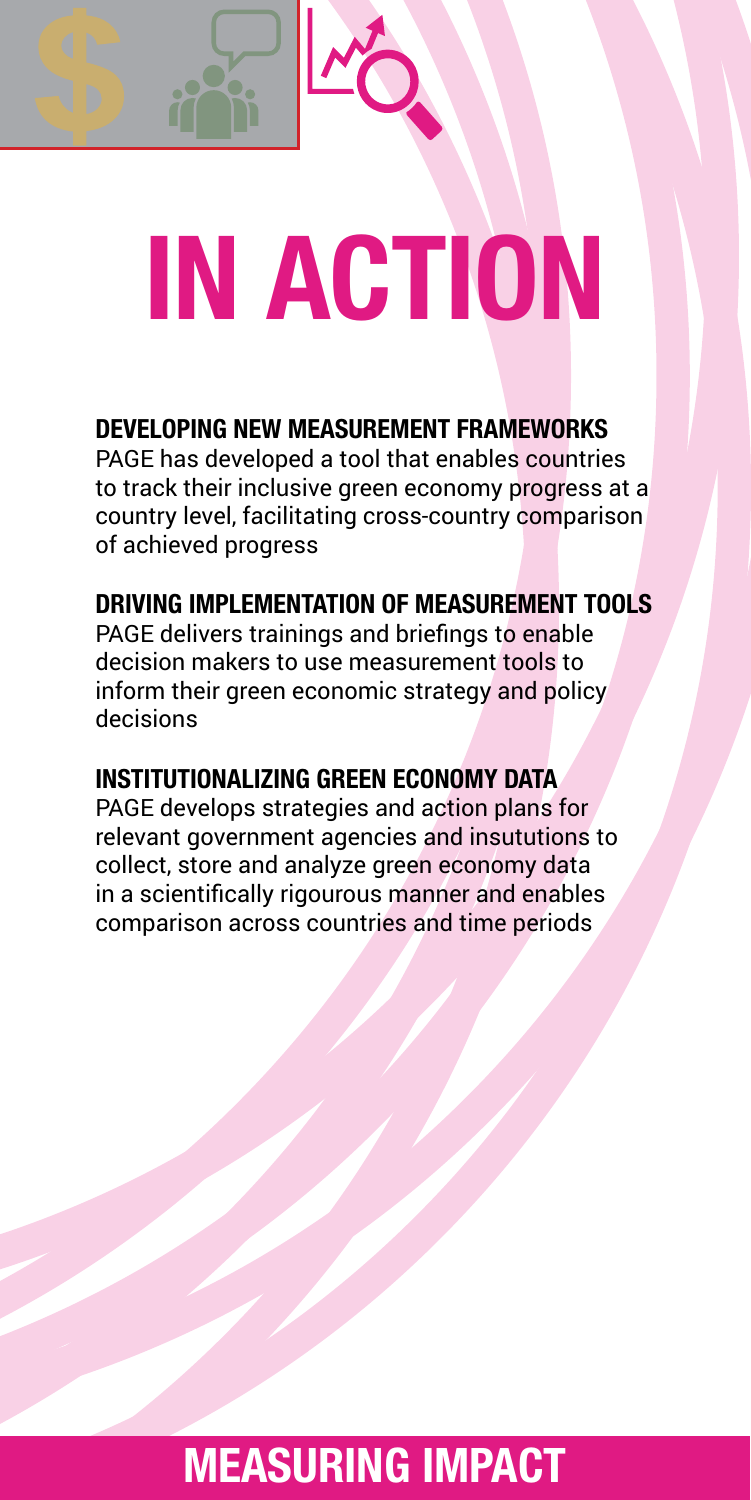# IN ACTION

### DEVELOPING NEW MEASUREMENT FRAMEWORKS

PAGE has developed a tool that enables countries to track their inclusive green economy progress at a country level, facilitating cross-country comparison of achieved progress

### DRIVING IMPLEMENTATION OF MEASUREMENT TOOLS

PAGE delivers trainings and briefings to enable decision makers to use measurement tools to inform their green economic strategy and policy decisions

### INSTITUTIONALIZING GREEN ECONOMY DATA

PAGE develops strategies and action plans for relevant government agencies and insututions to collect, store and analyze green economy data in a scientifically rigourous manner and enables comparison across countries and time periods

## MEASURING IMPACT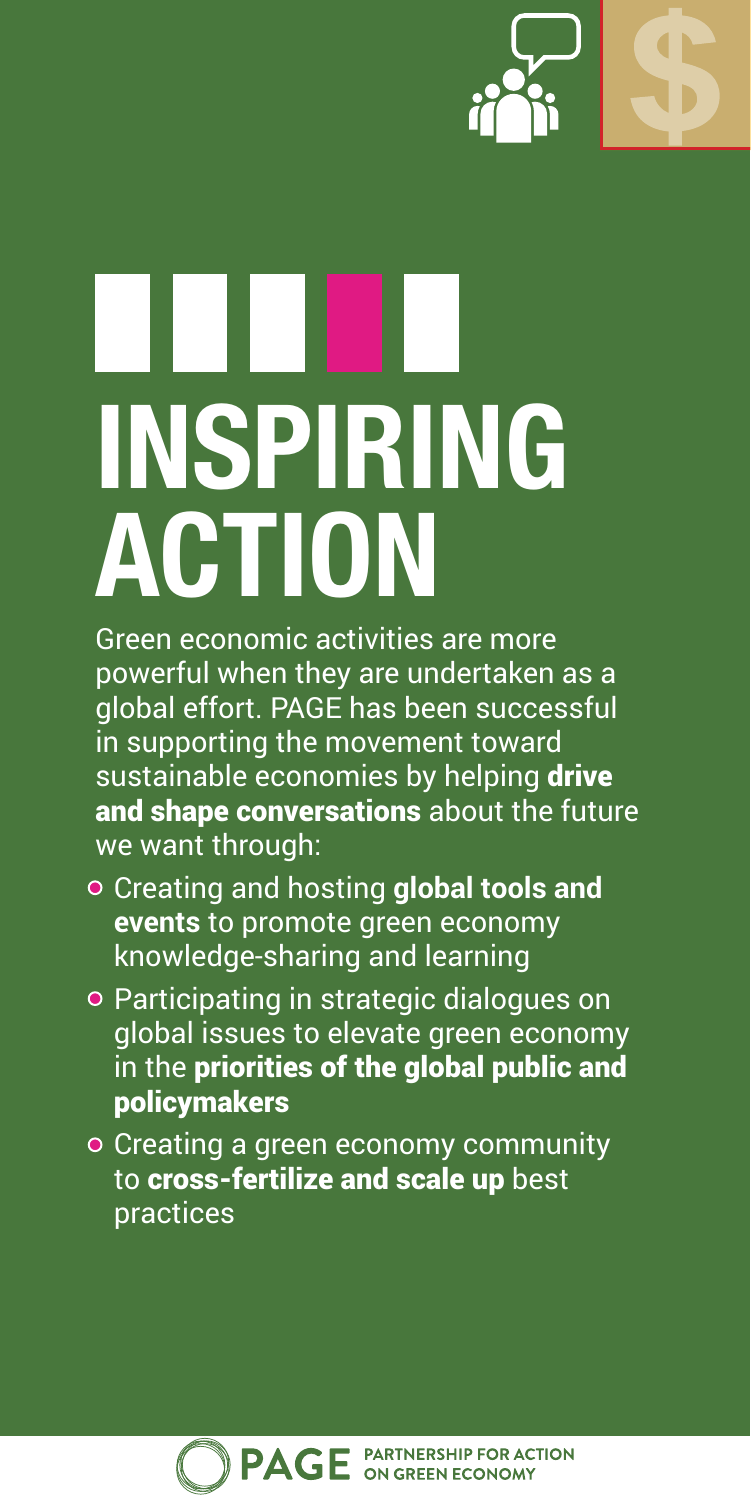# INSPIRING ACTION

Green economic activities are more powerful when they are undertaken as a global effort. PAGE has been successful in supporting the movement toward sustainable economies by helping **drive and shape conversations** about the future we want through:

- Creating and hosting **global tools and events** to promote green economy knowledge-sharing and learning
- Participating in strategic dialogues on global issues to elevate green economy in the **priorities of the global public and policymakers**
- Creating a green economy community to **cross-fertilize and scale up** best practices

PAGE PARTNERSHIP FOR ACTION ON GREEN ECONOMY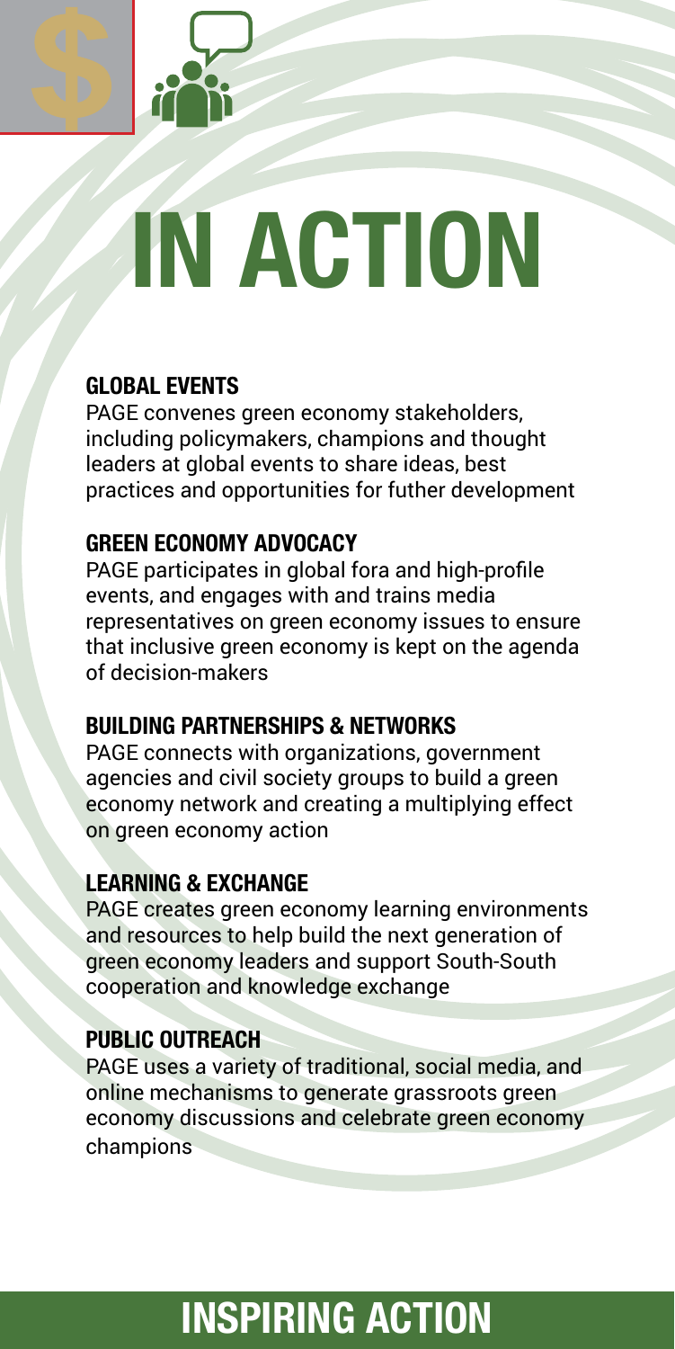# IN ACTION

### GLOBAL EVENTS

PAGE convenes green economy stakeholders, including policymakers, champions and thought leaders at global events to share ideas, best practices and opportunities for futher development

### GREEN ECONOMY ADVOCACY

PAGE participates in global fora and high-profile events, and engages with and trains media representatives on green economy issues to ensure that inclusive green economy is kept on the agenda of decision-makers

### BUILDING PARTNERSHIPS & NETWORKS

PAGE connects with organizations, government agencies and civil society groups to build a green economy network and creating a multiplying effect on green economy action

### LEARNING & EXCHANGE

PAGE creates green economy learning environments and resources to help build the next generation of green economy leaders and support South-South cooperation and knowledge exchange

### PUBLIC OUTREACH

PAGE uses a variety of traditional, social media, and online mechanisms to generate grassroots green economy discussions and celebrate green economy champions

## INSPIRING ACTION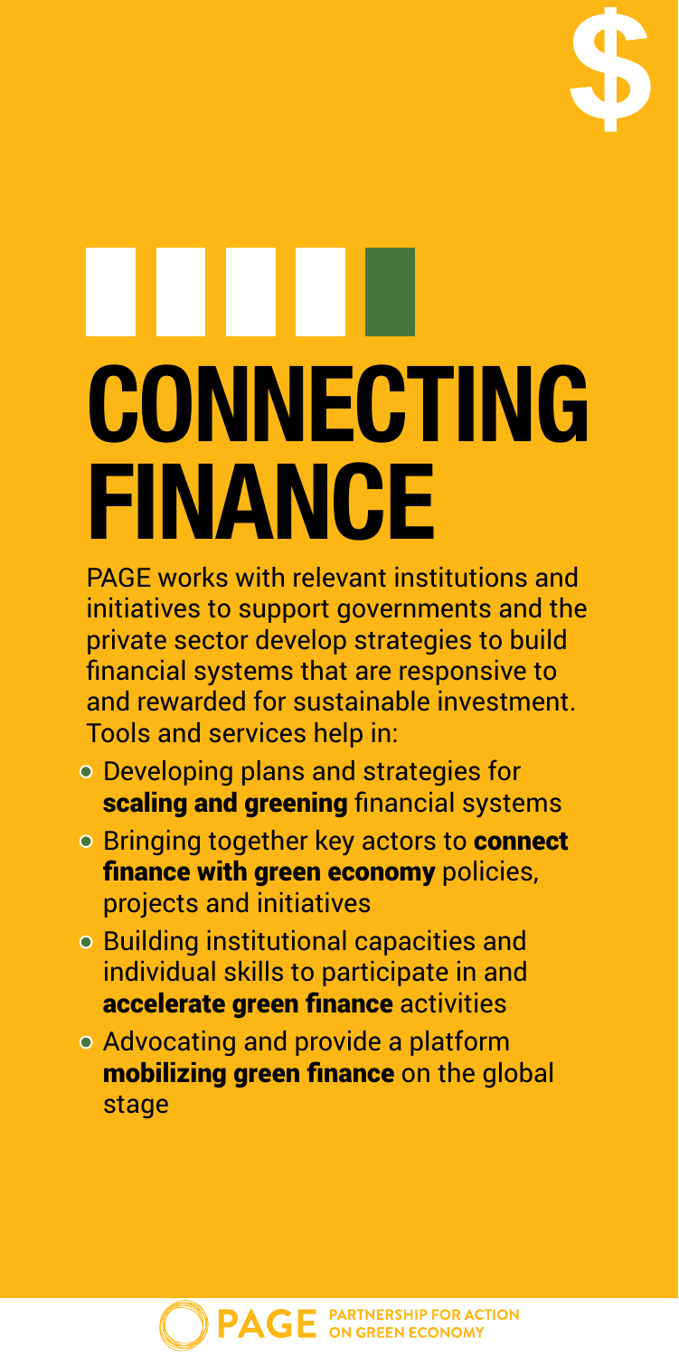# CONNECTING FINANCE

PAGE works with relevant institutions and initiatives to support governments and the private sector develop strategies to build financial systems that are responsive to and rewarded for sustainable investment. Tools and services help in:

- Developing plans and strategies for **scaling and greening** financial systems
- Bringing together key actors to **connect finance with green economy** policies, projects and initiatives
- Building institutional capacities and individual skills to participate in and **accelerate green finance** activities
- Advocating and provide a platform **mobilizing green finance** on the global stage

PAGE PARTNERSHIP FOR ACTION ON GREEN ECONOMY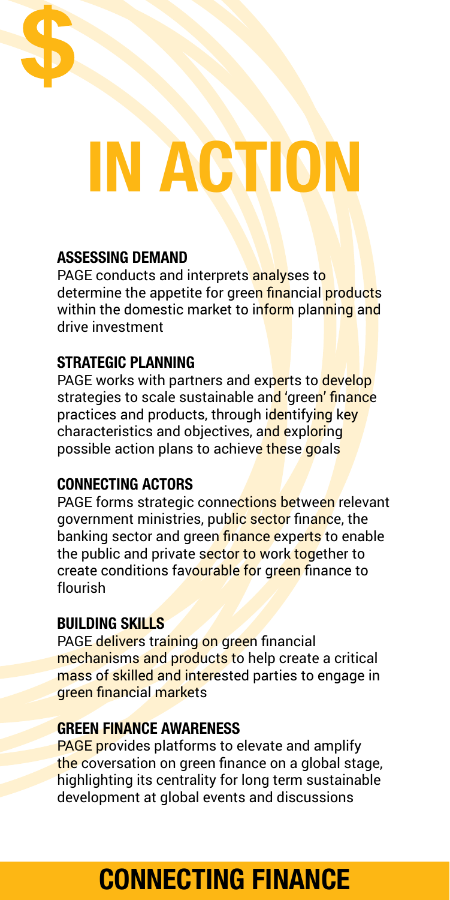$

# IN ACTION

### ASSESSING DEMAND

PAGE conducts and interprets analyses to determine the appetite for green financial products within the domestic market to inform planning and drive investment

### STRATEGIC PLANNING

PAGE works with partners and experts to develop strategies to scale sustainable and 'green' finance practices and products, through identifying key characteristics and objectives, and exploring possible action plans to achieve these goals

### CONNECTING ACTORS

PAGE forms strategic connections between relevant government ministries, public sector finance, the banking sector and green finance experts to enable the public and private sector to work together to create conditions favourable for green finance to flourish

### BUILDING SKILLS

PAGE delivers training on green financial mechanisms and products to help create a critical mass of skilled and interested parties to engage in green financial markets

### GREEN FINANCE AWARENESS

PAGE provides platforms to elevate and amplify the coversation on green finance on a global stage, highlighting its centrality for long term sustainable development at global events and discussions

## CONNECTING FINANCE